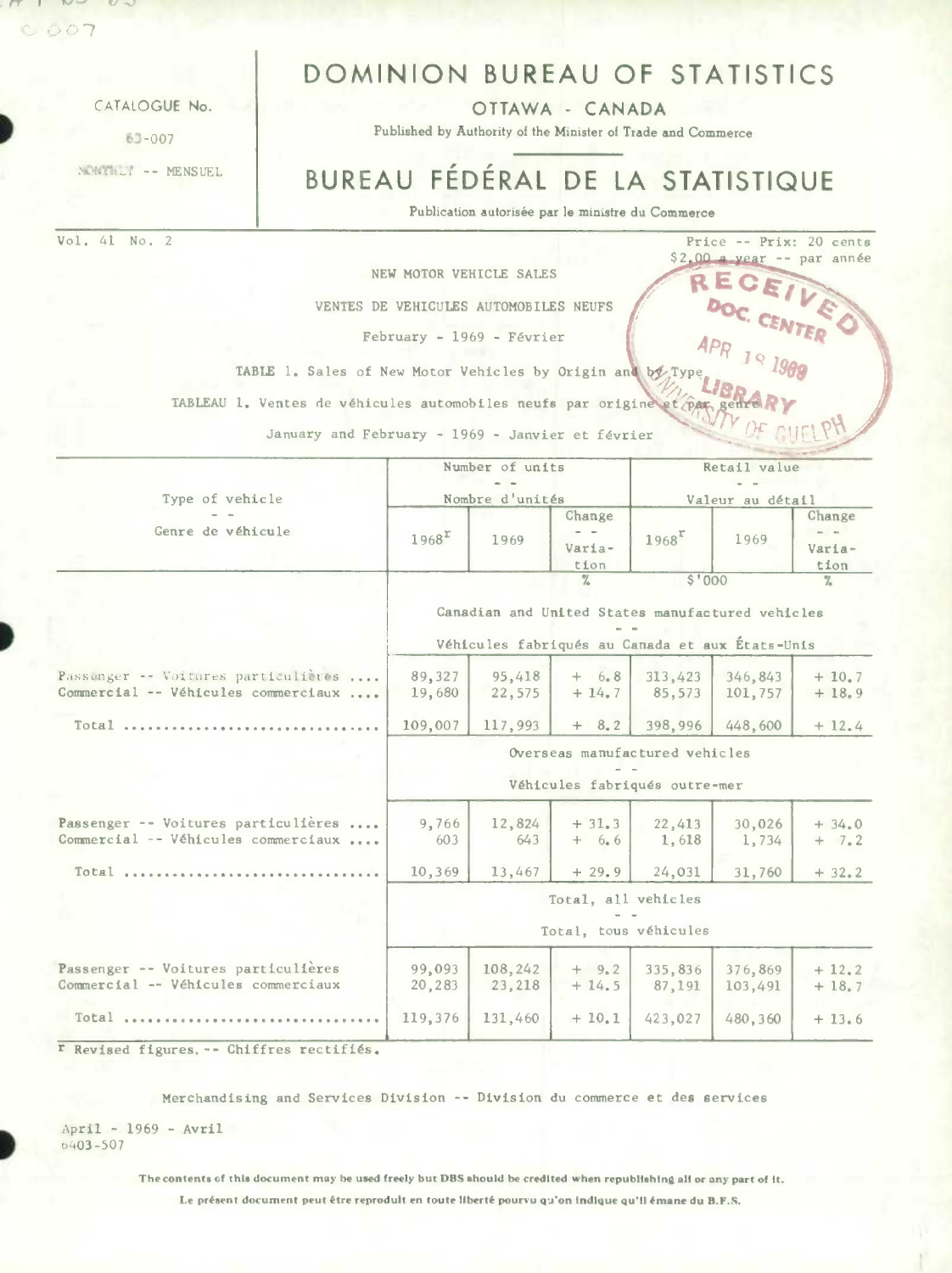CATALOGUE No.

63-007

MONTHLY -- MENSUEL

# DOMINION BUREAU OF STATISTICS

OTTAWA - CANADA

Published by Authority of the Minister of Trade and Commerce

# BUREAU FÉDÉRAL DE LA STATISTIQUE

Publication autorisée par le ministre du Commerce

Vol. 41 No. 2

Price -- Prix: 20 cents
$2.00 a year -- par année

## NEW MOTOR VEHICLE SALES

## VENTES DE VEHICULES AUTOMOBILES NEUFS

February - 1969 - Février

TABLE 1. Sales of New Motor Vehicles by Origin and by Type

TABLEAU 1. Ventes de véhicules automobiles neufs par origine et par genre

January and February - 1969 - Janvier et février

| Type of vehicle -- Genre de véhicule | Number of units -- Nombre d'unités | | | Retail value -- Valeur au détail | | |
|---|---|---|---|---|---|---|
| | 1968[r] | 1969 | Change -- Variation | 1968[r] | 1969 | Change -- Variation |
| | | | % | $'000 | | % |
| | Canadian and United States manufactured vehicles -- Véhicules fabriqués au Canada et aux États-Unis | | | | | |
| Passenger -- Voitures particulières .... | 89,327 | 95,418 | + 6.8 | 313,423 | 346,843 | + 10.7 |
| Commercial -- Véhicules commerciaux .... | 19,680 | 22,575 | + 14.7 | 85,573 | 101,757 | + 18.9 |
| Total .................................. | 109,007 | 117,993 | + 8.2 | 398,996 | 448,600 | + 12.4 |
| | Overseas manufactured vehicles -- Véhicules fabriqués outre-mer | | | | | |
| Passenger -- Voitures particulières .... | 9,766 | 12,824 | + 31.3 | 22,413 | 30,026 | + 34.0 |
| Commercial -- Véhicules commerciaux .... | 603 | 643 | + 6.6 | 1,618 | 1,734 | + 7.2 |
| Total .................................. | 10,369 | 13,467 | + 29.9 | 24,031 | 31,760 | + 32.2 |
| | Total, all vehicles -- Total, tous véhicules | | | | | |
| Passenger -- Voitures particulières | 99,093 | 108,242 | + 9.2 | 335,836 | 376,869 | + 12.2 |
| Commercial -- Véhicules commerciaux | 20,283 | 23,218 | + 14.5 | 87,191 | 103,491 | + 18.7 |
| Total .................................. | 119,376 | 131,460 | + 10.1 | 423,027 | 480,360 | + 13.6 |

r Revised figures. -- Chiffres rectifiés.

Merchandising and Services Division -- Division du commerce et des services

April - 1969 - Avril
6403-507

**The contents of this document may be used freely but DBS should be credited when republishing all or any part of it.**

**Le présent document peut être reproduit en toute liberté pourvu qu'on indique qu'il émane du B.F.S.**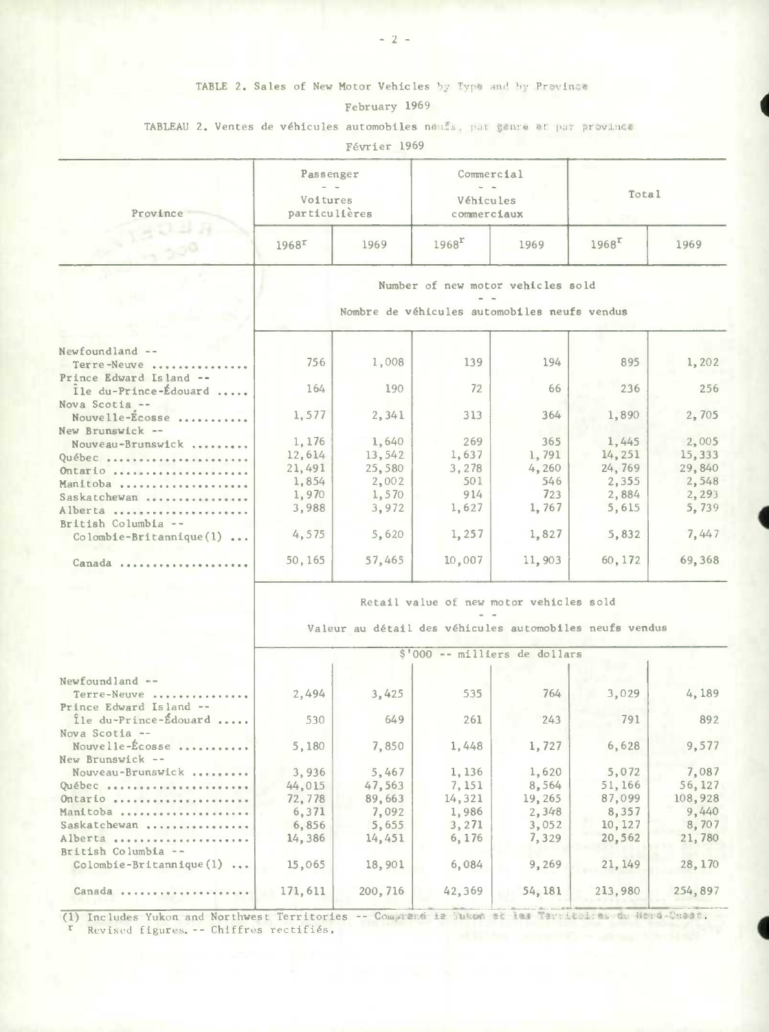TABLE 2. Sales of New Motor Vehicles by Type and by Province

February 1969

TABLEAU 2. Ventes de véhicules automobiles neufs, par genre et par province

Février 1969

| Province | Passenger -- Voitures particulières | | Commercial -- Véhicules commerciaux | | Total | |
|---|---|---|---|---|---|---|
| | 1968[r] | 1969 | 1968[r] | 1969 | 1968[r] | 1969 |
| | Number of new motor vehicles sold -- Nombre de véhicules automobiles neufs vendus | | | | | |
| Newfoundland -- Terre-Neuve | 756 | 1,008 | 139 | 194 | 895 | 1,202 |
| Prince Edward Island -- Île du-Prince-Édouard | 164 | 190 | 72 | 66 | 236 | 256 |
| Nova Scotia -- Nouvelle-Écosse | 1,577 | 2,341 | 313 | 364 | 1,890 | 2,705 |
| New Brunswick -- Nouveau-Brunswick | 1,176 | 1,640 | 269 | 365 | 1,445 | 2,005 |
| Québec | 12,614 | 13,542 | 1,637 | 1,791 | 14,251 | 15,333 |
| Ontario | 21,491 | 25,580 | 3,278 | 4,260 | 24,769 | 29,840 |
| Manitoba | 1,854 | 2,002 | 501 | 546 | 2,355 | 2,548 |
| Saskatchewan | 1,970 | 1,570 | 914 | 723 | 2,884 | 2,293 |
| Alberta | 3,988 | 3,972 | 1,627 | 1,767 | 5,615 | 5,739 |
| British Columbia -- Colombie-Britannique(1) | 4,575 | 5,620 | 1,257 | 1,827 | 5,832 | 7,447 |
| Canada | 50,165 | 57,465 | 10,007 | 11,903 | 60,172 | 69,368 |
| | Retail value of new motor vehicles sold -- Valeur au détail des véhicules automobiles neufs vendus | | | | | |
| | $'000 -- milliers de dollars | | | | | |
| Newfoundland -- Terre-Neuve | 2,494 | 3,425 | 535 | 764 | 3,029 | 4,189 |
| Prince Edward Island -- Île du-Prince-Édouard | 530 | 649 | 261 | 243 | 791 | 892 |
| Nova Scotia -- Nouvelle-Écosse | 5,180 | 7,850 | 1,448 | 1,727 | 6,628 | 9,577 |
| New Brunswick -- Nouveau-Brunswick | 3,936 | 5,467 | 1,136 | 1,620 | 5,072 | 7,087 |
| Québec | 44,015 | 47,563 | 7,151 | 8,564 | 51,166 | 56,127 |
| Ontario | 72,778 | 89,663 | 14,321 | 19,265 | 87,099 | 108,928 |
| Manitoba | 6,371 | 7,092 | 1,986 | 2,348 | 8,357 | 9,440 |
| Saskatchewan | 6,856 | 5,655 | 3,271 | 3,052 | 10,127 | 8,707 |
| Alberta | 14,386 | 14,451 | 6,176 | 7,329 | 20,562 | 21,780 |
| British Columbia -- Colombie-Britannique(1) | 15,065 | 18,901 | 6,084 | 9,269 | 21,149 | 28,170 |
| Canada | 171,611 | 200,716 | 42,369 | 54,181 | 213,980 | 254,897 |

(1) Includes Yukon and Northwest Territories -- Comprend le Yukon et les Territoires du Nord-Ouest.

r Revised figures. -- Chiffres rectifiés.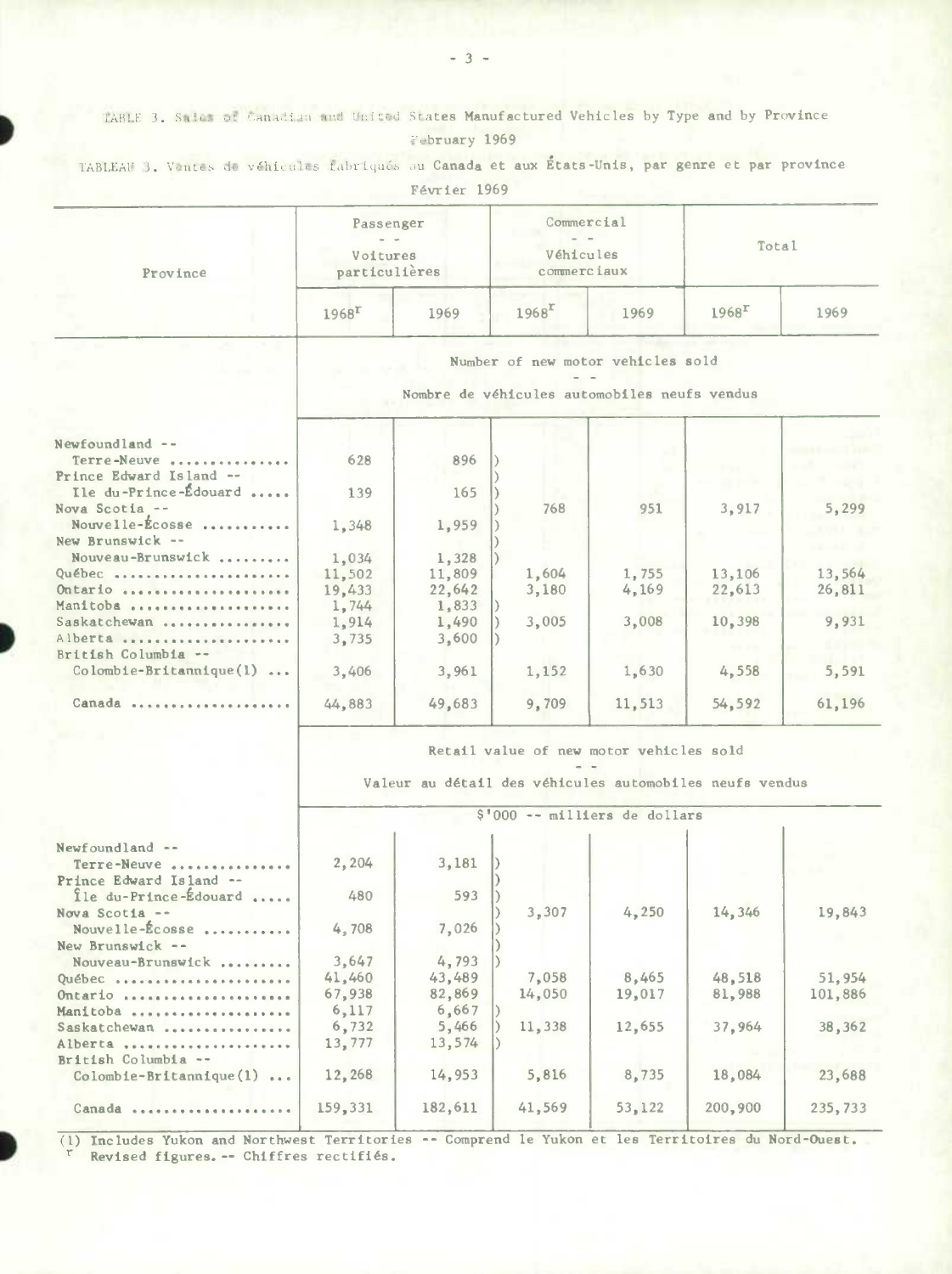TABLE 3. Sales of Canadian and United States Manufactured Vehicles by Type and by Province
February 1969

TABLEAU 3. Ventes de véhicules fabriqués au Canada et aux États-Unis, par genre et par province
Février 1969

| Province | Passenger -- Voitures particulières | | Commercial -- Véhicules commerciaux | | Total | |
|---|---|---|---|---|---|---|
| | 1968[r] | 1969 | 1968[r] | 1969 | 1968[r] | 1969 |
| | Number of new motor vehicles sold -- Nombre de véhicules automobiles neufs vendus | | | | | |
| Newfoundland -- Terre-Neuve | 628 | 896 | | | | |
| Prince Edward Island -- Ile du-Prince-Édouard | 139 | 165 | | | | |
| Nova Scotia -- Nouvelle-Écosse | 1,348 | 1,959 | 768 | 951 | 3,917 | 5,299 |
| New Brunswick -- Nouveau-Brunswick | 1,034 | 1,328 | | | | |
| Québec | 11,502 | 11,809 | 1,604 | 1,755 | 13,106 | 13,564 |
| Ontario | 19,433 | 22,642 | 3,180 | 4,169 | 22,613 | 26,811 |
| Manitoba | 1,744 | 1,833 | | | | |
| Saskatchewan | 1,914 | 1,490 | 3,005 | 3,008 | 10,398 | 9,931 |
| Alberta | 3,735 | 3,600 | | | | |
| British Columbia -- Colombie-Britannique(1) | 3,406 | 3,961 | 1,152 | 1,630 | 4,558 | 5,591 |
| Canada | 44,883 | 49,683 | 9,709 | 11,513 | 54,592 | 61,196 |
| | Retail value of new motor vehicles sold -- Valeur au détail des véhicules automobiles neufs vendus | | | | | |
| | $'000 -- milliers de dollars | | | | | |
| Newfoundland -- Terre-Neuve | 2,204 | 3,181 | | | | |
| Prince Edward Island -- Île du-Prince-Édouard | 480 | 593 | | | | |
| Nova Scotia -- Nouvelle-Écosse | 4,708 | 7,026 | 3,307 | 4,250 | 14,346 | 19,843 |
| New Brunswick -- Nouveau-Brunswick | 3,647 | 4,793 | | | | |
| Québec | 41,460 | 43,489 | 7,058 | 8,465 | 48,518 | 51,954 |
| Ontario | 67,938 | 82,869 | 14,050 | 19,017 | 81,988 | 101,886 |
| Manitoba | 6,117 | 6,667 | | | | |
| Saskatchewan | 6,732 | 5,466 | 11,338 | 12,655 | 37,964 | 38,362 |
| Alberta | 13,777 | 13,574 | | | | |
| British Columbia -- Colombie-Britannique(1) | 12,268 | 14,953 | 5,816 | 8,735 | 18,084 | 23,688 |
| Canada | 159,331 | 182,611 | 41,569 | 53,122 | 200,900 | 235,733 |

(1) Includes Yukon and Northwest Territories -- Comprend le Yukon et les Territoires du Nord-Ouest.
r Revised figures. -- Chiffres rectifiés.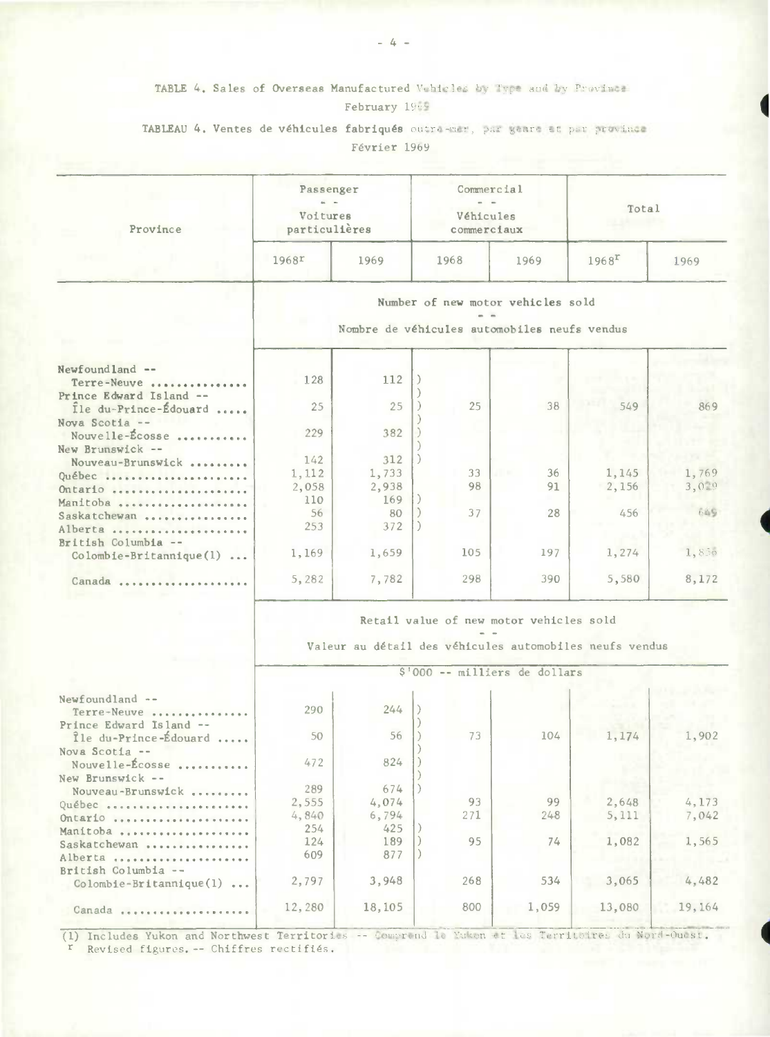TABLE 4. Sales of Overseas Manufactured Vehicles by Type and by Province
February 1969

TABLEAU 4. Ventes de véhicules fabriqués outre-mer, par genre et par province
Février 1969

| Province | Passenger -- Voitures particulières | | Commercial -- Véhicules commerciaux | | Total | |
|---|---|---|---|---|---|---|
| | 1968[r] | 1969 | 1968 | 1969 | 1968[r] | 1969 |
| | **Number of new motor vehicles sold -- Nombre de véhicules automobiles neufs vendus** | | | | | |
| Newfoundland -- Terre-Neuve ............... | 128 | 112 | | | | |
| Prince Edward Island -- Île du-Prince-Édouard ..... | 25 | 25 | 25 | 38 | 549 | 869 |
| Nova Scotia -- Nouvelle-Écosse ........... | 229 | 382 | | | | |
| New Brunswick -- Nouveau-Brunswick ......... | 142 | 312 | | | | |
| Québec ..................... | 1,112 | 1,733 | 33 | 36 | 1,145 | 1,769 |
| Ontario ..................... | 2,058 | 2,938 | 98 | 91 | 2,156 | 3,029 |
| Manitoba ..................... | 110 | 169 | | | | |
| Saskatchewan ................ | 56 | 80 | 37 | 28 | 456 | 649 |
| Alberta ..................... | 253 | 372 | | | | |
| British Columbia -- Colombie-Britannique(1) ... | 1,169 | 1,659 | 105 | 197 | 1,274 | 1,856 |
| Canada ..................... | 5,282 | 7,782 | 298 | 390 | 5,580 | 8,172 |
| | **Retail value of new motor vehicles sold -- Valeur au détail des véhicules automobiles neufs vendus** | | | | | |
| | $'000 -- milliers de dollars | | | | | |
| Newfoundland -- Terre-Neuve ............... | 290 | 244 | | | | |
| Prince Edward Island -- Île du-Prince-Édouard ..... | 50 | 56 | 73 | 104 | 1,174 | 1,902 |
| Nova Scotia -- Nouvelle-Écosse ........... | 472 | 824 | | | | |
| New Brunswick -- Nouveau-Brunswick ......... | 289 | 674 | | | | |
| Québec ..................... | 2,555 | 4,074 | 93 | 99 | 2,648 | 4,173 |
| Ontario ..................... | 4,840 | 6,794 | 271 | 248 | 5,111 | 7,042 |
| Manitoba ..................... | 254 | 425 | | | | |
| Saskatchewan ................ | 124 | 189 | 95 | 74 | 1,082 | 1,565 |
| Alberta ..................... | 609 | 877 | | | | |
| British Columbia -- Colombie-Britannique(1) ... | 2,797 | 3,948 | 268 | 534 | 3,065 | 4,482 |
| Canada ..................... | 12,280 | 18,105 | 800 | 1,059 | 13,080 | 19,164 |

(1) Includes Yukon and Northwest Territories -- Comprend le Yukon et les Territoires du Nord-Ouest.
r Revised figures. -- Chiffres rectifiés.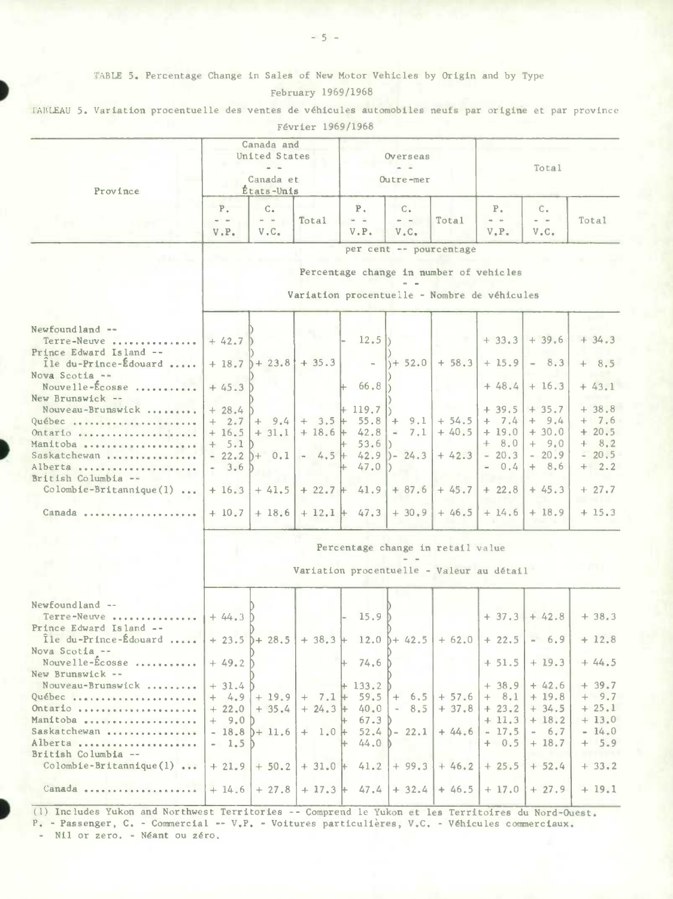TABLE 5. Percentage Change in Sales of New Motor Vehicles by Origin and by Type
February 1969/1968

TABLEAU 5. Variation procentuelle des ventes de véhicules automobiles neufs par origine et par province
Février 1969/1968

| Province | Canada and United States -- Canada et États-Unis | | | Overseas -- Outre-mer | | | Total | | |
|---|---|---|---|---|---|---|---|---|---|
| | P. -- V.P. | C. -- V.C. | Total | P. -- V.P. | C. -- V.C. | Total | P. -- V.P. | C. -- V.C. | Total |
| | per cent -- pourcentage | | | | | | | | |
| | Percentage change in number of vehicles -- Variation procentuelle - Nombre de véhicules | | | | | | | | |
| Newfoundland -- Terre-Neuve | + 42.7 | | | - 12.5 | | | + 33.3 | + 39.6 | + 34.3 |
| Prince Edward Island -- Île du-Prince-Édouard | + 18.7 | + 23.8 | + 35.3 | - | + 52.0 | + 58.3 | + 15.9 | - 8.3 | + 8.5 |
| Nova Scotia -- Nouvelle-Écosse | + 45.3 | | | + 66.8 | | | + 48.4 | + 16.3 | + 43.1 |
| New Brunswick -- Nouveau-Brunswick | + 28.4 | | | + 119.7 | | | + 39.5 | + 35.7 | + 38.8 |
| Québec | + 2.7 | + 9.4 | + 3.5 | + 55.8 | + 9.1 | + 54.5 | + 7.4 | + 9.4 | + 7.6 |
| Ontario | + 16.5 | + 31.1 | + 18.6 | + 42.8 | - 7.1 | + 40.5 | + 19.0 | + 30.0 | + 20.5 |
| Manitoba | + 5.1 | | | + 53.6 | | | + 8.0 | + 9.0 | + 8.2 |
| Saskatchewan | - 22.2 | + 0.1 | - 4.5 | + 42.9 | - 24.3 | + 42.3 | - 20.3 | - 20.9 | - 20.5 |
| Alberta | - 3.6 | | | + 47.0 | | | - 0.4 | + 8.6 | + 2.2 |
| British Columbia -- Colombie-Britannique(1) | + 16.3 | + 41.5 | + 22.7 | + 41.9 | + 87.6 | + 45.7 | + 22.8 | + 45.3 | + 27.7 |
| Canada | + 10.7 | + 18.6 | + 12.1 | + 47.3 | + 30.9 | + 46.5 | + 14.6 | + 18.9 | + 15.3 |
| | Percentage change in retail value -- Variation procentuelle - Valeur au détail | | | | | | | | |
| Newfoundland -- Terre-Neuve | + 44.3 | | | - 15.9 | | | + 37.3 | + 42.8 | + 38.3 |
| Prince Edward Island -- Île du-Prince-Édouard | + 23.5 | + 28.5 | + 38.3 | + 12.0 | + 42.5 | + 62.0 | + 22.5 | - 6.9 | + 12.8 |
| Nova Scotia -- Nouvelle-Écosse | + 49.2 | | | + 74.6 | | | + 51.5 | + 19.3 | + 44.5 |
| New Brunswick -- Nouveau-Brunswick | + 31.4 | | | + 133.2 | | | + 38.9 | + 42.6 | + 39.7 |
| Québec | + 4.9 | + 19.9 | + 7.1 | + 59.5 | + 6.5 | + 57.6 | + 8.1 | + 19.8 | + 9.7 |
| Ontario | + 22.0 | + 35.4 | + 24.3 | + 40.0 | - 8.5 | + 37.8 | + 23.2 | + 34.5 | + 25.1 |
| Manitoba | + 9.0 | | | + 67.3 | | | + 11.3 | + 18.2 | + 13.0 |
| Saskatchewan | - 18.8 | + 11.6 | + 1.0 | + 52.4 | - 22.1 | + 44.6 | - 17.5 | - 6.7 | - 14.0 |
| Alberta | - 1.5 | | | + 44.0 | | | + 0.5 | + 18.7 | + 5.9 |
| British Columbia -- Colombie-Britannique(1) | + 21.9 | + 50.2 | + 31.0 | + 41.2 | + 99.3 | + 46.2 | + 25.5 | + 52.4 | + 33.2 |
| Canada | + 14.6 | + 27.8 | + 17.3 | + 47.4 | + 32.4 | + 46.5 | + 17.0 | + 27.9 | + 19.1 |

(1) Includes Yukon and Northwest Territories -- Comprend le Yukon et les Territoires du Nord-Ouest.
P. - Passenger, C. - Commercial -- V.P. - Voitures particulières, V.C. - Véhicules commerciaux.
- Nil or zero. - Néant ou zéro.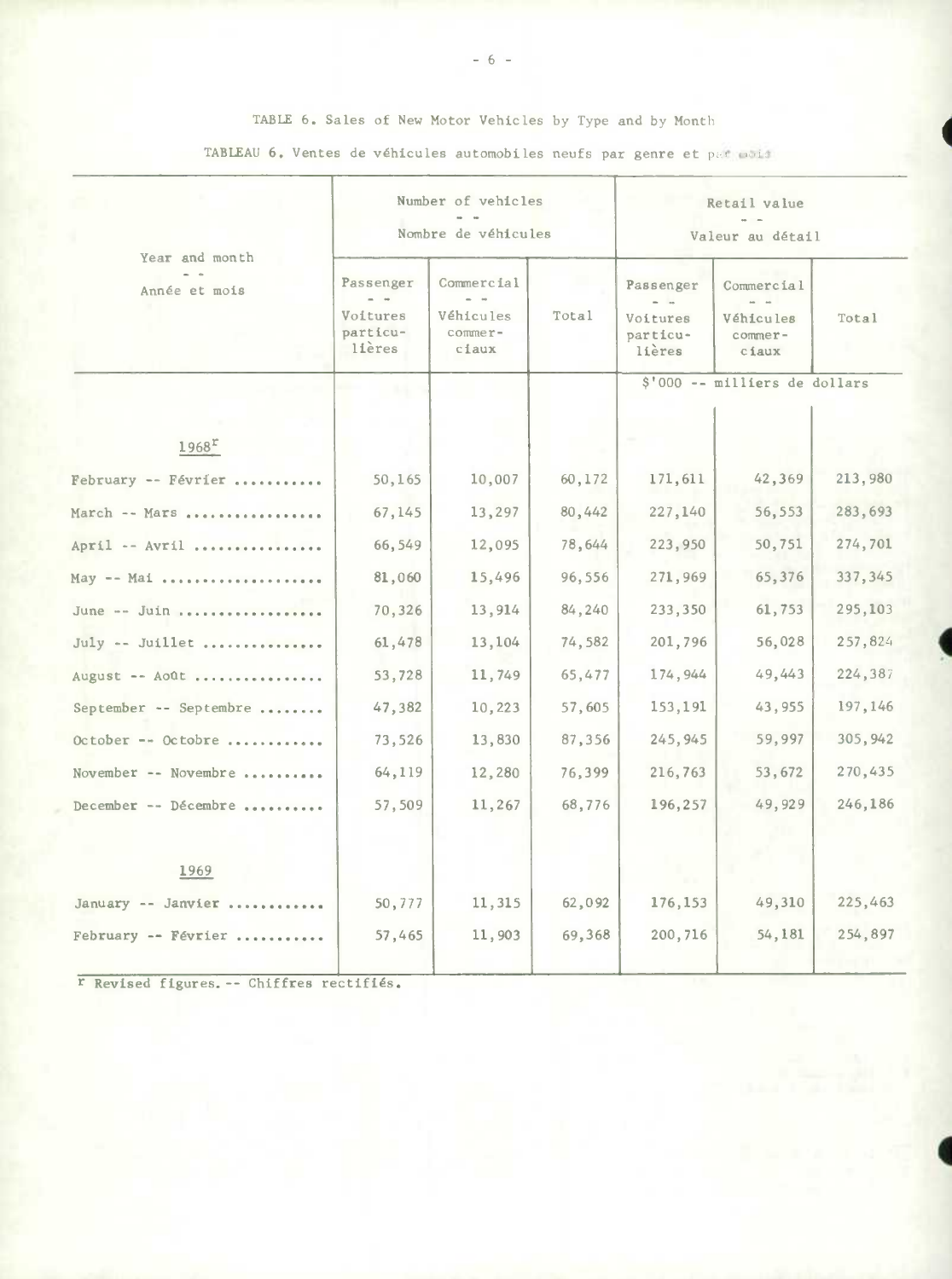TABLE 6. Sales of New Motor Vehicles by Type and by Month

TABLEAU 6. Ventes de véhicules automobiles neufs par genre et par mois

| Year and month -- Année et mois | Number of vehicles -- Nombre de véhicules | | | Retail value -- Valeur au détail | | |
|---|---|---|---|---|---|---|
| | Passenger -- Voitures particulières | Commercial -- Véhicules commerciaux | Total | Passenger -- Voitures particulières | Commercial -- Véhicules commerciaux | Total |
| | | | | $'000 -- milliers de dollars | | |
| 1968[r] | | | | | | |
| February -- Février | 50,165 | 10,007 | 60,172 | 171,611 | 42,369 | 213,980 |
| March -- Mars | 67,145 | 13,297 | 80,442 | 227,140 | 56,553 | 283,693 |
| April -- Avril | 66,549 | 12,095 | 78,644 | 223,950 | 50,751 | 274,701 |
| May -- Mai | 81,060 | 15,496 | 96,556 | 271,969 | 65,376 | 337,345 |
| June -- Juin | 70,326 | 13,914 | 84,240 | 233,350 | 61,753 | 295,103 |
| July -- Juillet | 61,478 | 13,104 | 74,582 | 201,796 | 56,028 | 257,824 |
| August -- Août | 53,728 | 11,749 | 65,477 | 174,944 | 49,443 | 224,387 |
| September -- Septembre | 47,382 | 10,223 | 57,605 | 153,191 | 43,955 | 197,146 |
| October -- Octobre | 73,526 | 13,830 | 87,356 | 245,945 | 59,997 | 305,942 |
| November -- Novembre | 64,119 | 12,280 | 76,399 | 216,763 | 53,672 | 270,435 |
| December -- Décembre | 57,509 | 11,267 | 68,776 | 196,257 | 49,929 | 246,186 |
| 1969 | | | | | | |
| January -- Janvier | 50,777 | 11,315 | 62,092 | 176,153 | 49,310 | 225,463 |
| February -- Février | 57,465 | 11,903 | 69,368 | 200,716 | 54,181 | 254,897 |

r Revised figures. -- Chiffres rectifiés.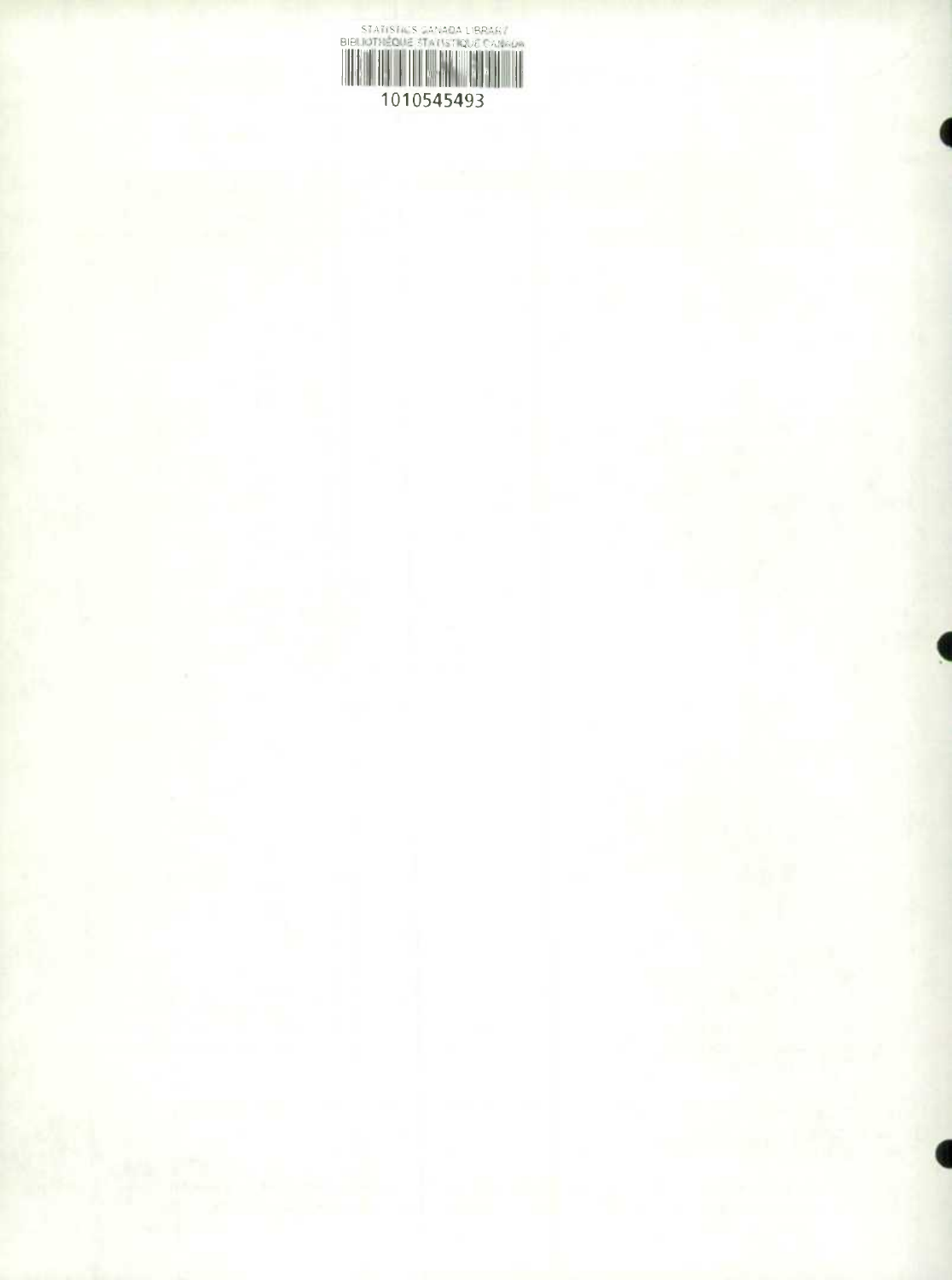STATISTICS CANADA LIBRARY
BIBLIOTHÈQUE STATISTIQUE CANADA

1010545493